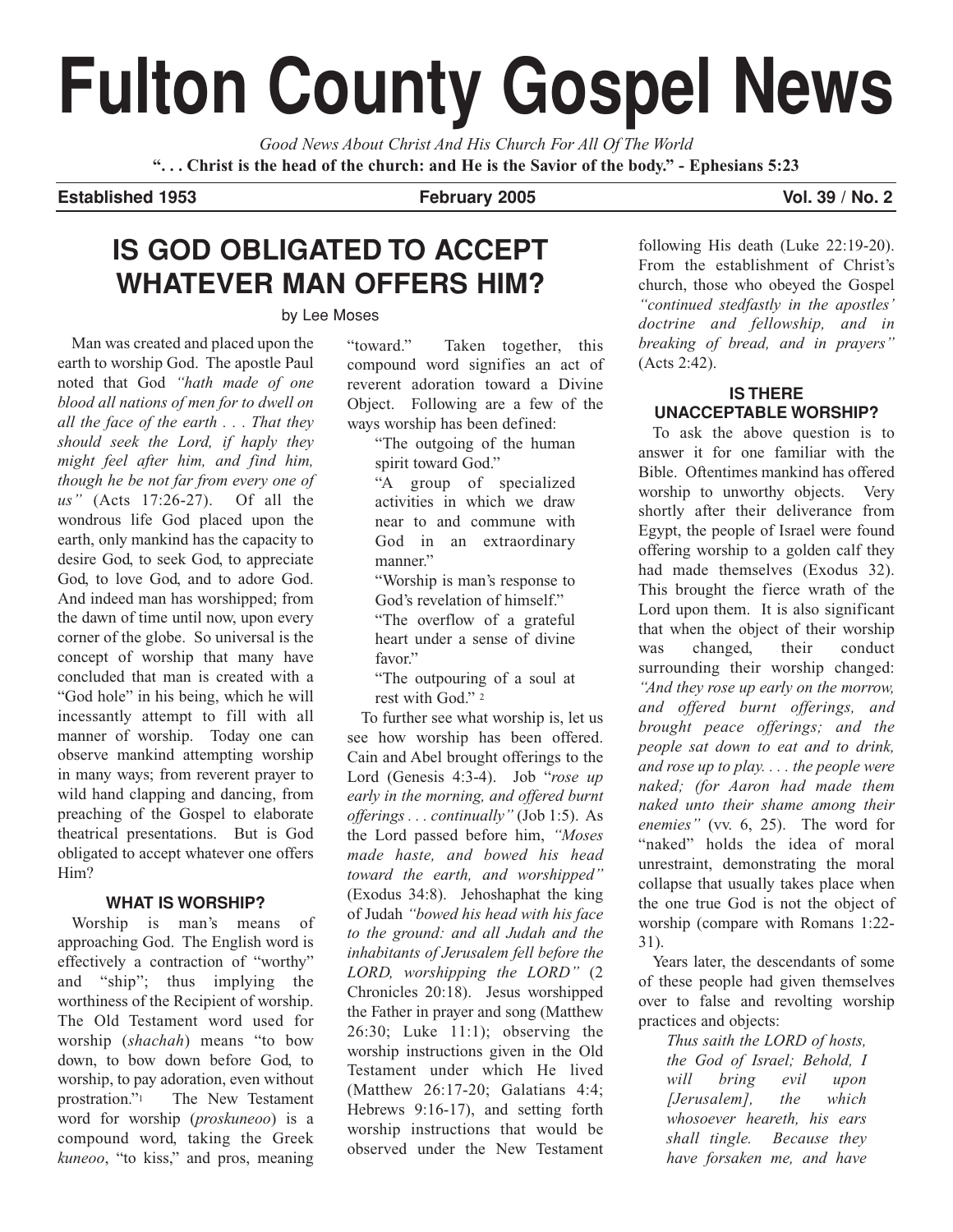// Fulton County Gospel News

*Good News About Christ And His Church For All Of The World*

**". . . Christ is the head of the church: and He is the Savior of the body." - Ephesians 5:23**

**Established 1953** **February 2005** **Vol. 39 / No. 2**

## IS GOD OBLIGATED TO ACCEPT WHATEVER MAN OFFERS HIM?

by Lee Moses

Man was created and placed upon the earth to worship God. The apostle Paul noted that God *"hath made of one blood all nations of men for to dwell on all the face of the earth . . . That they should seek the Lord, if haply they might feel after him, and find him, though he be not far from every one of us"* (Acts 17:26-27). Of all the wondrous life God placed upon the earth, only mankind has the capacity to desire God, to seek God, to appreciate God, to love God, and to adore God. And indeed man has worshipped; from the dawn of time until now, upon every corner of the globe. So universal is the concept of worship that many have concluded that man is created with a "God hole" in his being, which he will incessantly attempt to fill with all manner of worship. Today one can observe mankind attempting worship in many ways; from reverent prayer to wild hand clapping and dancing, from preaching of the Gospel to elaborate theatrical presentations. But is God obligated to accept whatever one offers Him?

### WHAT IS WORSHIP?

Worship is man's means of approaching God. The English word is effectively a contraction of "worthy" and "ship"; thus implying the worthiness of the Recipient of worship. The Old Testament word used for worship (*shachah*) means "to bow down, to bow down before God, to worship, to pay adoration, even without prostration."[1] The New Testament word for worship (*proskuneoo*) is a compound word, taking the Greek *kuneoo*, "to kiss," and pros, meaning "toward." Taken together, this compound word signifies an act of reverent adoration toward a Divine Object. Following are a few of the ways worship has been defined:

> "The outgoing of the human spirit toward God."
>
> "A group of specialized activities in which we draw near to and commune with God in an extraordinary manner."
>
> "Worship is man's response to God's revelation of himself."
>
> "The overflow of a grateful heart under a sense of divine favor."
>
> "The outpouring of a soul at rest with God." [2]

To further see what worship is, let us see how worship has been offered. Cain and Abel brought offerings to the Lord (Genesis 4:3-4). Job "*rose up early in the morning, and offered burnt offerings . . . continually"* (Job 1:5). As the Lord passed before him, *"Moses made haste, and bowed his head toward the earth, and worshipped"* (Exodus 34:8). Jehoshaphat the king of Judah *"bowed his head with his face to the ground: and all Judah and the inhabitants of Jerusalem fell before the LORD, worshipping the LORD"* (2 Chronicles 20:18). Jesus worshipped the Father in prayer and song (Matthew 26:30; Luke 11:1); observing the worship instructions given in the Old Testament under which He lived (Matthew 26:17-20; Galatians 4:4; Hebrews 9:16-17), and setting forth worship instructions that would be observed under the New Testament following His death (Luke 22:19-20). From the establishment of Christ's church, those who obeyed the Gospel *"continued stedfastly in the apostles' doctrine and fellowship, and in breaking of bread, and in prayers"* (Acts 2:42).

### IS THERE UNACCEPTABLE WORSHIP?

To ask the above question is to answer it for one familiar with the Bible. Oftentimes mankind has offered worship to unworthy objects. Very shortly after their deliverance from Egypt, the people of Israel were found offering worship to a golden calf they had made themselves (Exodus 32). This brought the fierce wrath of the Lord upon them. It is also significant that when the object of their worship was changed, their conduct surrounding their worship changed: *"And they rose up early on the morrow, and offered burnt offerings, and brought peace offerings; and the people sat down to eat and to drink, and rose up to play. . . . the people were naked; (for Aaron had made them naked unto their shame among their enemies"* (vv. 6, 25). The word for "naked" holds the idea of moral unrestraint, demonstrating the moral collapse that usually takes place when the one true God is not the object of worship (compare with Romans 1:22-31).

Years later, the descendants of some of these people had given themselves over to false and revolting worship practices and objects:

> *Thus saith the LORD of hosts, the God of Israel; Behold, I will bring evil upon [Jerusalem], the which whosoever heareth, his ears shall tingle. Because they have forsaken me, and have*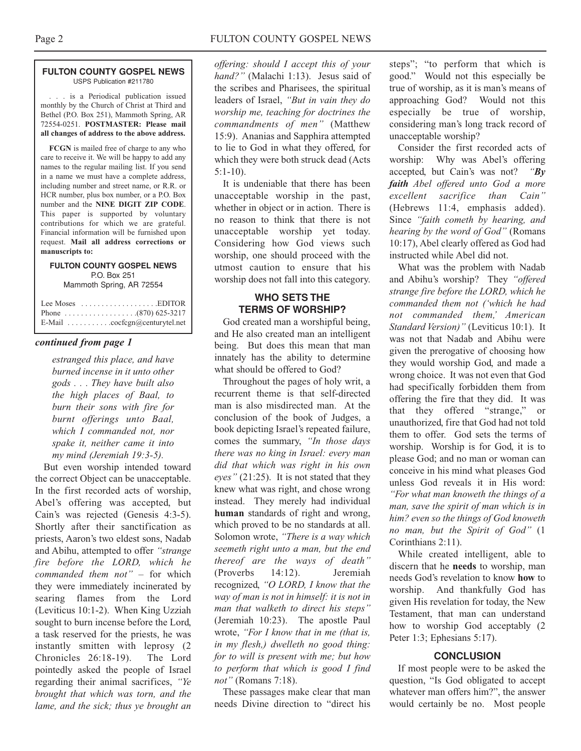**FULTON COUNTY GOSPEL NEWS**
USPS Publication #211780

. . . is a Periodical publication issued monthly by the Church of Christ at Third and Bethel (P.O. Box 251), Mammoth Spring, AR 72554-0251. **POSTMASTER: Please mail all changes of address to the above address.**

**FCGN** is mailed free of charge to any who care to receive it. We will be happy to add any names to the regular mailing list. If you send in a name we must have a complete address, including number and street name, or R.R. or HCR number, plus box number, or a P.O. Box number and the **NINE DIGIT ZIP CODE**. This paper is supported by voluntary contributions for which we are grateful. Financial information will be furnished upon request. **Mail all address corrections or manuscripts to:**

**FULTON COUNTY GOSPEL NEWS**
P.O. Box 251
Mammoth Spring, AR 72554

Lee Moses . . . . . . . . . . . . . . . . . .EDITOR
Phone . . . . . . . . . . . . . . . . .(870) 625-3217
E-Mail . . . . . . . . . . .cocfcgn@centurytel.net

***continued from page 1***

> *estranged this place, and have burned incense in it unto other gods . . . They have built also the high places of Baal, to burn their sons with fire for burnt offerings unto Baal, which I commanded not, nor spake it, neither came it into my mind (Jeremiah 19:3-5).*

But even worship intended toward the correct Object can be unacceptable. In the first recorded acts of worship, Abel's offering was accepted, but Cain's was rejected (Genesis 4:3-5). Shortly after their sanctification as priests, Aaron's two eldest sons, Nadab and Abihu, attempted to offer *"strange fire before the LORD, which he commanded them not"* – for which they were immediately incinerated by searing flames from the Lord (Leviticus 10:1-2). When King Uzziah sought to burn incense before the Lord, a task reserved for the priests, he was instantly smitten with leprosy (2 Chronicles 26:18-19). The Lord pointedly asked the people of Israel regarding their animal sacrifices, *"Ye brought that which was torn, and the lame, and the sick; thus ye brought an offering: should I accept this of your hand?"* (Malachi 1:13). Jesus said of the scribes and Pharisees, the spiritual leaders of Israel, *"But in vain they do worship me, teaching for doctrines the commandments of men"* (Matthew 15:9). Ananias and Sapphira attempted to lie to God in what they offered, for which they were both struck dead (Acts 5:1-10).

It is undeniable that there has been unacceptable worship in the past, whether in object or in action. There is no reason to think that there is not unacceptable worship yet today. Considering how God views such worship, one should proceed with the utmost caution to ensure that his worship does not fall into this category.

## WHO SETS THE TERMS OF WORSHIP?

God created man a worshipful being, and He also created man an intelligent being. But does this mean that man innately has the ability to determine what should be offered to God?

Throughout the pages of holy writ, a recurrent theme is that self-directed man is also misdirected man. At the conclusion of the book of Judges, a book depicting Israel's repeated failure, comes the summary, *"In those days there was no king in Israel: every man did that which was right in his own eyes"* (21:25). It is not stated that they knew what was right, and chose wrong instead. They merely had individual **human** standards of right and wrong, which proved to be no standards at all. Solomon wrote, *"There is a way which seemeth right unto a man, but the end thereof are the ways of death"* (Proverbs 14:12). Jeremiah recognized, *"O LORD, I know that the way of man is not in himself: it is not in man that walketh to direct his steps"* (Jeremiah 10:23). The apostle Paul wrote, *"For I know that in me (that is, in my flesh,) dwelleth no good thing: for to will is present with me; but how to perform that which is good I find not"* (Romans 7:18).

These passages make clear that man needs Divine direction to "direct his steps"; "to perform that which is good." Would not this especially be true of worship, as it is man's means of approaching God? Would not this especially be true of worship, considering man's long track record of unacceptable worship?

Consider the first recorded acts of worship: Why was Abel's offering accepted, but Cain's was not? *"**By faith** Abel offered unto God a more excellent sacrifice than Cain"* (Hebrews 11:4, emphasis added). Since *"faith cometh by hearing, and hearing by the word of God"* (Romans 10:17), Abel clearly offered as God had instructed while Abel did not.

What was the problem with Nadab and Abihu's worship? They *"offered strange fire before the LORD, which he commanded them not ('which he had not commanded them,' American Standard Version)"* (Leviticus 10:1). It was not that Nadab and Abihu were given the prerogative of choosing how they would worship God, and made a wrong choice. It was not even that God had specifically forbidden them from offering the fire that they did. It was that they offered "strange," or unauthorized, fire that God had not told them to offer. God sets the terms of worship. Worship is for God, it is to please God; and no man or woman can conceive in his mind what pleases God unless God reveals it in His word: *"For what man knoweth the things of a man, save the spirit of man which is in him? even so the things of God knoweth no man, but the Spirit of God"* (1 Corinthians 2:11).

While created intelligent, able to discern that he **needs** to worship, man needs God's revelation to know **how** to worship. And thankfully God has given His revelation for today, the New Testament, that man can understand how to worship God acceptably (2 Peter 1:3; Ephesians 5:17).

## CONCLUSION

If most people were to be asked the question, "Is God obligated to accept whatever man offers him?", the answer would certainly be no. Most people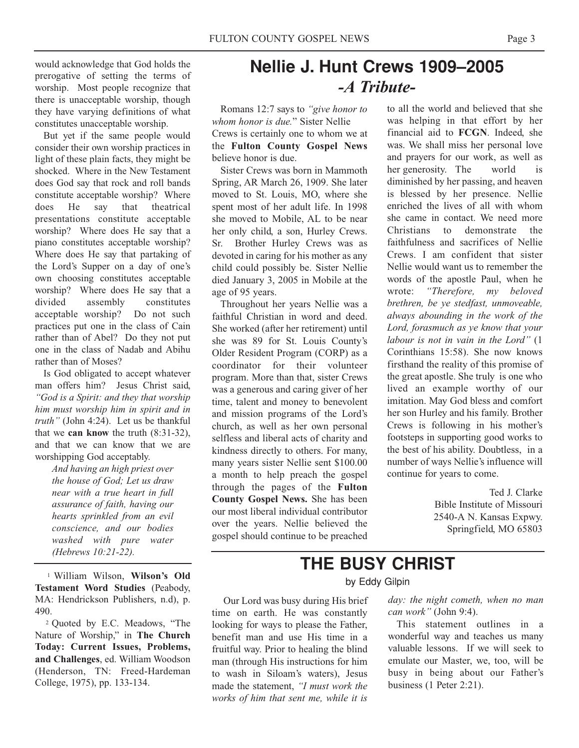would acknowledge that God holds the prerogative of setting the terms of worship. Most people recognize that there is unacceptable worship, though they have varying definitions of what constitutes unacceptable worship.

But yet if the same people would consider their own worship practices in light of these plain facts, they might be shocked. Where in the New Testament does God say that rock and roll bands constitute acceptable worship? Where does He say that theatrical presentations constitute acceptable worship? Where does He say that a piano constitutes acceptable worship? Where does He say that partaking of the Lord's Supper on a day of one's own choosing constitutes acceptable worship? Where does He say that a divided assembly constitutes acceptable worship? Do not such practices put one in the class of Cain rather than of Abel? Do they not put one in the class of Nadab and Abihu rather than of Moses?

Is God obligated to accept whatever man offers him? Jesus Christ said, *"God is a Spirit: and they that worship him must worship him in spirit and in truth"* (John 4:24). Let us be thankful that we **can know** the truth (8:31-32), and that we can know that we are worshipping God acceptably.

> *And having an high priest over the house of God; Let us draw near with a true heart in full assurance of faith, having our hearts sprinkled from an evil conscience, and our bodies washed with pure water (Hebrews 10:21-22).*

---

[1] William Wilson, **Wilson's Old Testament Word Studies** (Peabody, MA: Hendrickson Publishers, n.d), p. 490.

[2] Quoted by E.C. Meadows, "The Nature of Worship," in **The Church Today: Current Issues, Problems, and Challenges**, ed. William Woodson (Henderson, TN: Freed-Hardeman College, 1975), pp. 133-134.

# Nellie J. Hunt Crews 1909–2005

## *-A Tribute-*

Romans 12:7 says to *"give honor to whom honor is due.*" Sister Nellie Crews is certainly one to whom we at the **Fulton County Gospel News** believe honor is due.

Sister Crews was born in Mammoth Spring, AR March 26, 1909. She later moved to St. Louis, MO, where she spent most of her adult life. In 1998 she moved to Mobile, AL to be near her only child, a son, Hurley Crews. Sr. Brother Hurley Crews was as devoted in caring for his mother as any child could possibly be. Sister Nellie died January 3, 2005 in Mobile at the age of 95 years.

Throughout her years Nellie was a faithful Christian in word and deed. She worked (after her retirement) until she was 89 for St. Louis County's Older Resident Program (CORP) as a coordinator for their volunteer program. More than that, sister Crews was a generous and caring giver of her time, talent and money to benevolent and mission programs of the Lord's church, as well as her own personal selfless and liberal acts of charity and kindness directly to others. For many, many years sister Nellie sent $100.00 a month to help preach the gospel through the pages of the **Fulton County Gospel News.** She has been our most liberal individual contributor over the years. Nellie believed the gospel should continue to be preached to all the world and believed that she was helping in that effort by her financial aid to **FCGN**. Indeed, she was. We shall miss her personal love and prayers for our work, as well as her generosity. The world is diminished by her passing, and heaven is blessed by her presence. Nellie enriched the lives of all with whom she came in contact. We need more Christians to demonstrate the faithfulness and sacrifices of Nellie Crews. I am confident that sister Nellie would want us to remember the words of the apostle Paul, when he wrote: *"Therefore, my beloved brethren, be ye stedfast, unmoveable, always abounding in the work of the Lord, forasmuch as ye know that your labour is not in vain in the Lord"* (1 Corinthians 15:58). She now knows firsthand the reality of this promise of the great apostle. She truly is one who lived an example worthy of our imitation. May God bless and comfort her son Hurley and his family. Brother Crews is following in his mother's footsteps in supporting good works to the best of his ability. Doubtless, in a number of ways Nellie's influence will continue for years to come.

Ted J. Clarke
Bible Institute of Missouri
2540-A N. Kansas Expwy.
Springfield, MO 65803

# THE BUSY CHRIST

by Eddy Gilpin

Our Lord was busy during His brief time on earth. He was constantly looking for ways to please the Father, benefit man and use His time in a fruitful way. Prior to healing the blind man (through His instructions for him to wash in Siloam's waters), Jesus made the statement, *"I must work the works of him that sent me, while it is day: the night cometh, when no man can work"* (John 9:4).

This statement outlines in a wonderful way and teaches us many valuable lessons. If we will seek to emulate our Master, we, too, will be busy in being about our Father's business (1 Peter 2:21).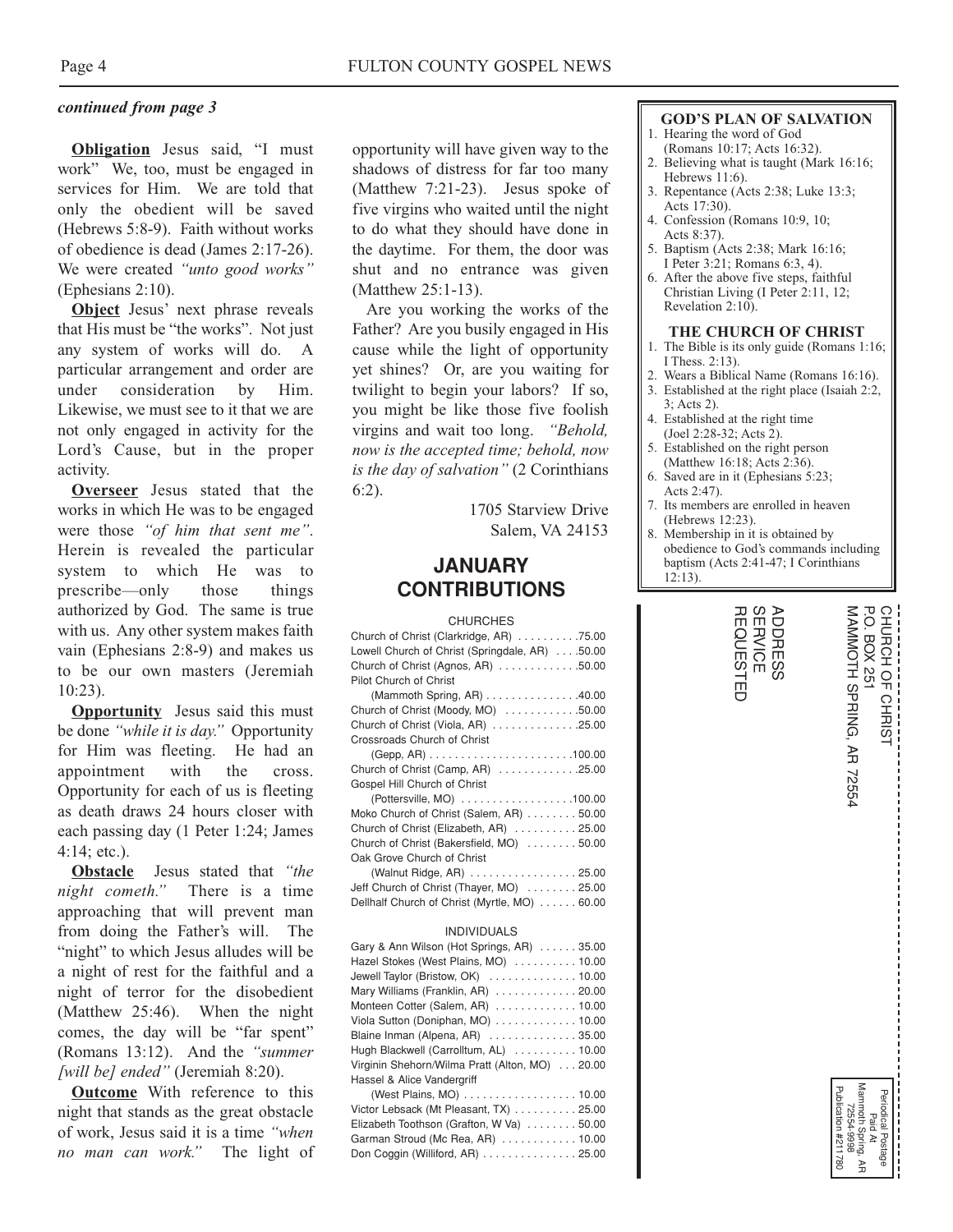*continued from page 3*

**Obligation** Jesus said, "I must work" We, too, must be engaged in services for Him. We are told that only the obedient will be saved (Hebrews 5:8-9). Faith without works of obedience is dead (James 2:17-26). We were created *"unto good works"* (Ephesians 2:10).

**Object** Jesus' next phrase reveals that His must be "the works". Not just any system of works will do. A particular arrangement and order are under consideration by Him. Likewise, we must see to it that we are not only engaged in activity for the Lord's Cause, but in the proper activity.

**Overseer** Jesus stated that the works in which He was to be engaged were those *"of him that sent me"*. Herein is revealed the particular system to which He was to prescribe—only those things authorized by God. The same is true with us. Any other system makes faith vain (Ephesians 2:8-9) and makes us to be our own masters (Jeremiah 10:23).

**Opportunity** Jesus said this must be done *"while it is day."* Opportunity for Him was fleeting. He had an appointment with the cross. Opportunity for each of us is fleeting as death draws 24 hours closer with each passing day (1 Peter 1:24; James 4:14; etc.).

**Obstacle** Jesus stated that *"the night cometh."* There is a time approaching that will prevent man from doing the Father's will. The "night" to which Jesus alludes will be a night of rest for the faithful and a night of terror for the disobedient (Matthew 25:46). When the night comes, the day will be "far spent" (Romans 13:12). And the *"summer [will be] ended"* (Jeremiah 8:20).

**Outcome** With reference to this night that stands as the great obstacle of work, Jesus said it is a time *"when no man can work."* The light of opportunity will have given way to the shadows of distress for far too many (Matthew 7:21-23). Jesus spoke of five virgins who waited until the night to do what they should have done in the daytime. For them, the door was shut and no entrance was given (Matthew 25:1-13).

Are you working the works of the Father? Are you busily engaged in His cause while the light of opportunity yet shines? Or, are you waiting for twilight to begin your labors? If so, you might be like those five foolish virgins and wait too long. *"Behold, now is the accepted time; behold, now is the day of salvation"* (2 Corinthians 6:2).

1705 Starview Drive
Salem, VA 24153

## JANUARY CONTRIBUTIONS

CHURCHES

| | |
|---|---|
| Church of Christ (Clarkridge, AR) | 75.00 |
| Lowell Church of Christ (Springdale, AR) | 50.00 |
| Church of Christ (Agnos, AR) | 50.00 |
| Pilot Church of Christ (Mammoth Spring, AR) | 40.00 |
| Church of Christ (Moody, MO) | 50.00 |
| Church of Christ (Viola, AR) | 25.00 |
| Crossroads Church of Christ (Gepp, AR) | 100.00 |
| Church of Christ (Camp, AR) | 25.00 |
| Gospel Hill Church of Christ (Pottersville, MO) | 100.00 |
| Moko Church of Christ (Salem, AR) | 50.00 |
| Church of Christ (Elizabeth, AR) | 25.00 |
| Church of Christ (Bakersfield, MO) | 50.00 |
| Oak Grove Church of Christ (Walnut Ridge, AR) | 25.00 |
| Jeff Church of Christ (Thayer, MO) | 25.00 |
| Dellhalf Church of Christ (Myrtle, MO) | 60.00 |

INDIVIDUALS

| | |
|---|---|
| Gary & Ann Wilson (Hot Springs, AR) | 35.00 |
| Hazel Stokes (West Plains, MO) | 10.00 |
| Jewell Taylor (Bristow, OK) | 10.00 |
| Mary Williams (Franklin, AR) | 20.00 |
| Monteen Cotter (Salem, AR) | 10.00 |
| Viola Sutton (Doniphan, MO) | 10.00 |
| Blaine Inman (Alpena, AR) | 35.00 |
| Hugh Blackwell (Carrolltum, AL) | 10.00 |
| Virginin Shehorn/Wilma Pratt (Alton, MO) | 20.00 |
| Hassel & Alice Vandergriff (West Plains, MO) | 10.00 |
| Victor Lebsack (Mt Pleasant, TX) | 25.00 |
| Elizabeth Toothson (Grafton, W Va) | 50.00 |
| Garman Stroud (Mc Rea, AR) | 10.00 |
| Don Coggin (Williford, AR) | 25.00 |

### GOD'S PLAN OF SALVATION

1. Hearing the word of God (Romans 10:17; Acts 16:32).
2. Believing what is taught (Mark 16:16; Hebrews 11:6).
3. Repentance (Acts 2:38; Luke 13:3; Acts 17:30).
4. Confession (Romans 10:9, 10; Acts 8:37).
5. Baptism (Acts 2:38; Mark 16:16; I Peter 3:21; Romans 6:3, 4).
6. After the above five steps, faithful Christian Living (I Peter 2:11, 12; Revelation 2:10).

### THE CHURCH OF CHRIST

1. The Bible is its only guide (Romans 1:16; I Thess. 2:13).
2. Wears a Biblical Name (Romans 16:16).
3. Established at the right place (Isaiah 2:2, 3; Acts 2).
4. Established at the right time (Joel 2:28-32; Acts 2).
5. Established on the right person (Matthew 16:18; Acts 2:36).
6. Saved are in it (Ephesians 5:23; Acts 2:47).
7. Its members are enrolled in heaven (Hebrews 12:23).
8. Membership in it is obtained by obedience to God's commands including baptism (Acts 2:41-47; I Corinthians 12:13).

CHURCH OF CHRIST
P.O. BOX 251
MAMMOTH SPRING, AR 72554

ADDRESS
SERVICE
REQUESTED

Periodical Postage
Paid At
Mammoth Spring, AR
72554-9998
Publication #211780